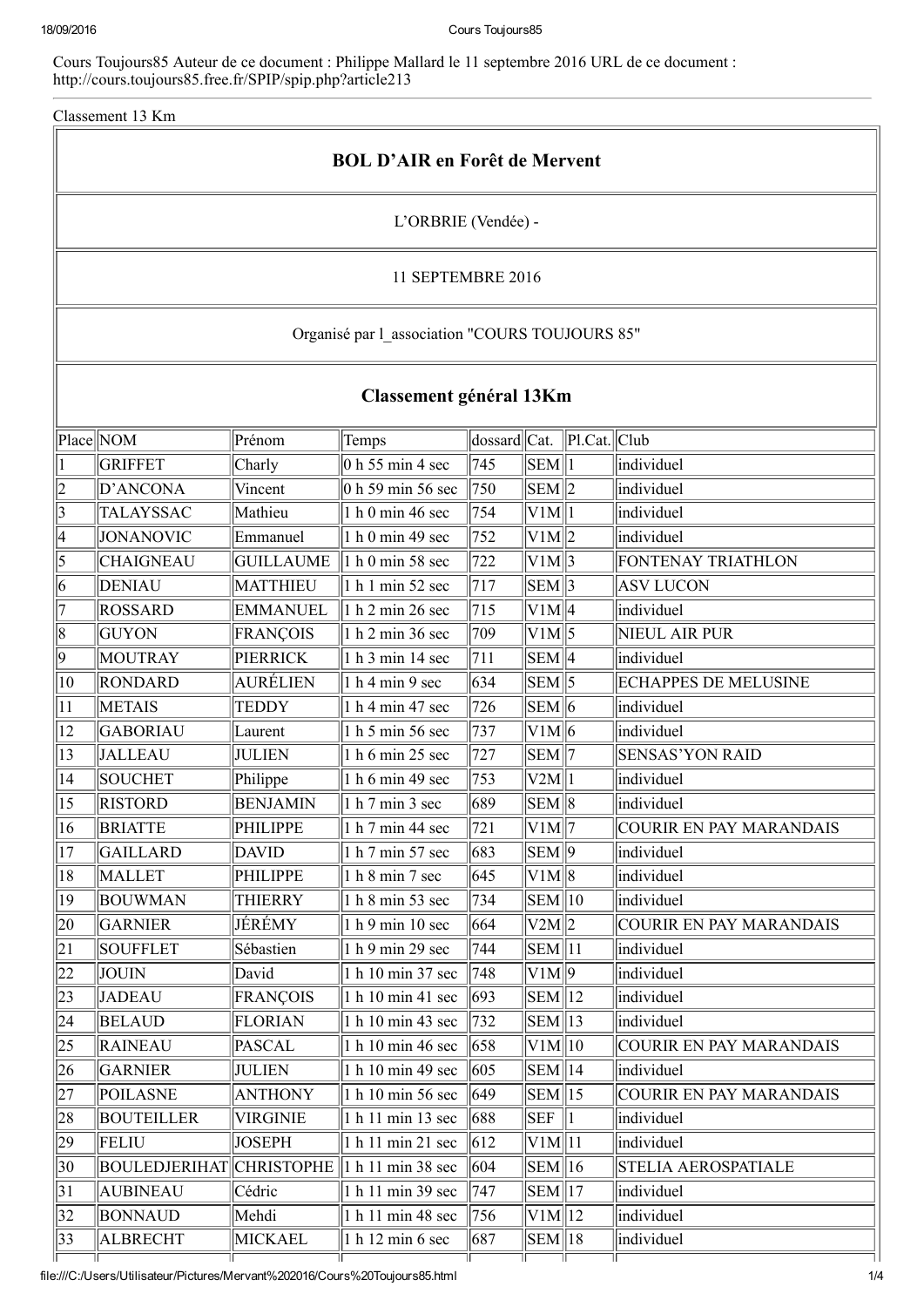Cours Toujours85 Auteur de ce document : Philippe Mallard le 11 septembre 2016 URL de ce document : http://cours.toujours85.free.fr/SPIP/spip.php?article213

Classement 13 Km

## BOL D'AIR en Forêt de Mervent

L'ORBRIE (Vendée) -

11 SEPTEMBRE 2016

Organisé par l_association "COURS TOUJOURS 85"

## Classement général 13Km

| Place | NOM | Prénom | Temps | dossard | Cat. | Pl.Cat. | Club |
|---|---|---|---|---|---|---|---|
| 1 | GRIFFET | Charly | 0 h 55 min 4 sec | 745 | SEM | 1 | individuel |
| 2 | D'ANCONA | Vincent | 0 h 59 min 56 sec | 750 | SEM | 2 | individuel |
| 3 | TALAYSSAC | Mathieu | 1 h 0 min 46 sec | 754 | V1M | 1 | individuel |
| 4 | JONANOVIC | Emmanuel | 1 h 0 min 49 sec | 752 | V1M | 2 | individuel |
| 5 | CHAIGNEAU | GUILLAUME | 1 h 0 min 58 sec | 722 | V1M | 3 | FONTENAY TRIATHLON |
| 6 | DENIAU | MATTHIEU | 1 h 1 min 52 sec | 717 | SEM | 3 | ASV LUCON |
| 7 | ROSSARD | EMMANUEL | 1 h 2 min 26 sec | 715 | V1M | 4 | individuel |
| 8 | GUYON | FRANÇOIS | 1 h 2 min 36 sec | 709 | V1M | 5 | NIEUL AIR PUR |
| 9 | MOUTRAY | PIERRICK | 1 h 3 min 14 sec | 711 | SEM | 4 | individuel |
| 10 | RONDARD | AURÉLIEN | 1 h 4 min 9 sec | 634 | SEM | 5 | ECHAPPES DE MELUSINE |
| 11 | METAIS | TEDDY | 1 h 4 min 47 sec | 726 | SEM | 6 | individuel |
| 12 | GABORIAU | Laurent | 1 h 5 min 56 sec | 737 | V1M | 6 | individuel |
| 13 | JALLEAU | JULIEN | 1 h 6 min 25 sec | 727 | SEM | 7 | SENSAS'YON RAID |
| 14 | SOUCHET | Philippe | 1 h 6 min 49 sec | 753 | V2M | 1 | individuel |
| 15 | RISTORD | BENJAMIN | 1 h 7 min 3 sec | 689 | SEM | 8 | individuel |
| 16 | BRIATTE | PHILIPPE | 1 h 7 min 44 sec | 721 | V1M | 7 | COURIR EN PAY MARANDAIS |
| 17 | GAILLARD | DAVID | 1 h 7 min 57 sec | 683 | SEM | 9 | individuel |
| 18 | MALLET | PHILIPPE | 1 h 8 min 7 sec | 645 | V1M | 8 | individuel |
| 19 | BOUWMAN | THIERRY | 1 h 8 min 53 sec | 734 | SEM | 10 | individuel |
| 20 | GARNIER | JÉRÉMY | 1 h 9 min 10 sec | 664 | V2M | 2 | COURIR EN PAY MARANDAIS |
| 21 | SOUFFLET | Sébastien | 1 h 9 min 29 sec | 744 | SEM | 11 | individuel |
| 22 | JOUIN | David | 1 h 10 min 37 sec | 748 | V1M | 9 | individuel |
| 23 | JADEAU | FRANÇOIS | 1 h 10 min 41 sec | 693 | SEM | 12 | individuel |
| 24 | BELAUD | FLORIAN | 1 h 10 min 43 sec | 732 | SEM | 13 | individuel |
| 25 | RAINEAU | PASCAL | 1 h 10 min 46 sec | 658 | V1M | 10 | COURIR EN PAY MARANDAIS |
| 26 | GARNIER | JULIEN | 1 h 10 min 49 sec | 605 | SEM | 14 | individuel |
| 27 | POILASNE | ANTHONY | 1 h 10 min 56 sec | 649 | SEM | 15 | COURIR EN PAY MARANDAIS |
| 28 | BOUTEILLER | VIRGINIE | 1 h 11 min 13 sec | 688 | SEF | 1 | individuel |
| 29 | FELIU | JOSEPH | 1 h 11 min 21 sec | 612 | V1M | 11 | individuel |
| 30 | BOULEDJERIHAT | CHRISTOPHE | 1 h 11 min 38 sec | 604 | SEM | 16 | STELIA AEROSPATIALE |
| 31 | AUBINEAU | Cédric | 1 h 11 min 39 sec | 747 | SEM | 17 | individuel |
| 32 | BONNAUD | Mehdi | 1 h 11 min 48 sec | 756 | V1M | 12 | individuel |
| 33 | ALBRECHT | MICKAEL | 1 h 12 min 6 sec | 687 | SEM | 18 | individuel |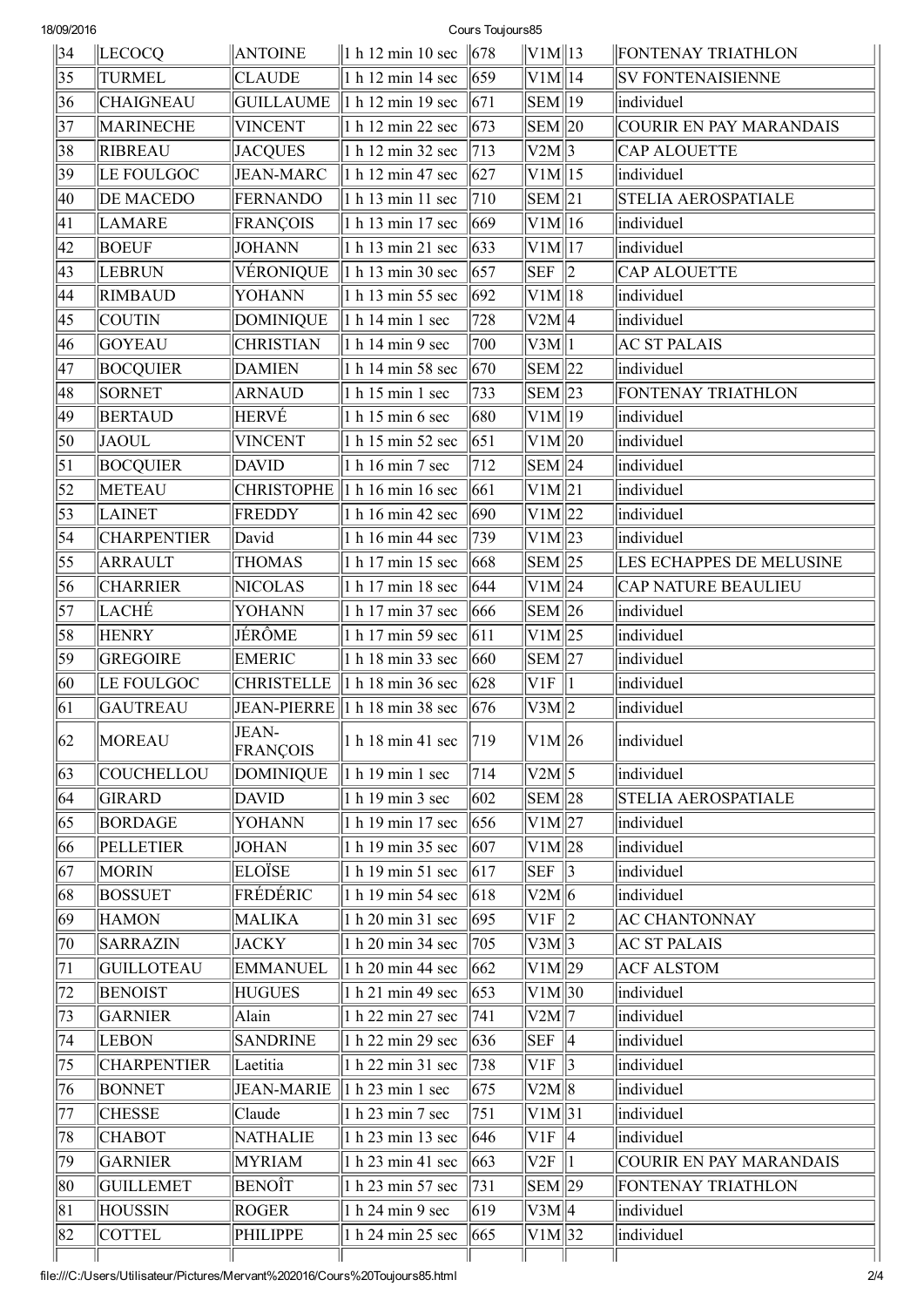| 34 | LECOCQ | ANTOINE | 1 h 12 min 10 sec | 678 | V1M | 13 | FONTENAY TRIATHLON |
|---|---|---|---|---|---|---|---|
| 35 | TURMEL | CLAUDE | 1 h 12 min 14 sec | 659 | V1M | 14 | SV FONTENAISIENNE |
| 36 | CHAIGNEAU | GUILLAUME | 1 h 12 min 19 sec | 671 | SEM | 19 | individuel |
| 37 | MARINECHE | VINCENT | 1 h 12 min 22 sec | 673 | SEM | 20 | COURIR EN PAY MARANDAIS |
| 38 | RIBREAU | JACQUES | 1 h 12 min 32 sec | 713 | V2M | 3 | CAP ALOUETTE |
| 39 | LE FOULGOC | JEAN-MARC | 1 h 12 min 47 sec | 627 | V1M | 15 | individuel |
| 40 | DE MACEDO | FERNANDO | 1 h 13 min 11 sec | 710 | SEM | 21 | STELIA AEROSPATIALE |
| 41 | LAMARE | FRANÇOIS | 1 h 13 min 17 sec | 669 | V1M | 16 | individuel |
| 42 | BOEUF | JOHANN | 1 h 13 min 21 sec | 633 | V1M | 17 | individuel |
| 43 | LEBRUN | VÉRONIQUE | 1 h 13 min 30 sec | 657 | SEF | 2 | CAP ALOUETTE |
| 44 | RIMBAUD | YOHANN | 1 h 13 min 55 sec | 692 | V1M | 18 | individuel |
| 45 | COUTIN | DOMINIQUE | 1 h 14 min 1 sec | 728 | V2M | 4 | individuel |
| 46 | GOYEAU | CHRISTIAN | 1 h 14 min 9 sec | 700 | V3M | 1 | AC ST PALAIS |
| 47 | BOCQUIER | DAMIEN | 1 h 14 min 58 sec | 670 | SEM | 22 | individuel |
| 48 | SORNET | ARNAUD | 1 h 15 min 1 sec | 733 | SEM | 23 | FONTENAY TRIATHLON |
| 49 | BERTAUD | HERVÉ | 1 h 15 min 6 sec | 680 | V1M | 19 | individuel |
| 50 | JAOUL | VINCENT | 1 h 15 min 52 sec | 651 | V1M | 20 | individuel |
| 51 | BOCQUIER | DAVID | 1 h 16 min 7 sec | 712 | SEM | 24 | individuel |
| 52 | METEAU | CHRISTOPHE | 1 h 16 min 16 sec | 661 | V1M | 21 | individuel |
| 53 | LAINET | FREDDY | 1 h 16 min 42 sec | 690 | V1M | 22 | individuel |
| 54 | CHARPENTIER | David | 1 h 16 min 44 sec | 739 | V1M | 23 | individuel |
| 55 | ARRAULT | THOMAS | 1 h 17 min 15 sec | 668 | SEM | 25 | LES ECHAPPES DE MELUSINE |
| 56 | CHARRIER | NICOLAS | 1 h 17 min 18 sec | 644 | V1M | 24 | CAP NATURE BEAULIEU |
| 57 | LACHÉ | YOHANN | 1 h 17 min 37 sec | 666 | SEM | 26 | individuel |
| 58 | HENRY | JÉRÔME | 1 h 17 min 59 sec | 611 | V1M | 25 | individuel |
| 59 | GREGOIRE | EMERIC | 1 h 18 min 33 sec | 660 | SEM | 27 | individuel |
| 60 | LE FOULGOC | CHRISTELLE | 1 h 18 min 36 sec | 628 | V1F | 1 | individuel |
| 61 | GAUTREAU | JEAN-PIERRE | 1 h 18 min 38 sec | 676 | V3M | 2 | individuel |
| 62 | MOREAU | JEAN-FRANÇOIS | 1 h 18 min 41 sec | 719 | V1M | 26 | individuel |
| 63 | COUCHELLOU | DOMINIQUE | 1 h 19 min 1 sec | 714 | V2M | 5 | individuel |
| 64 | GIRARD | DAVID | 1 h 19 min 3 sec | 602 | SEM | 28 | STELIA AEROSPATIALE |
| 65 | BORDAGE | YOHANN | 1 h 19 min 17 sec | 656 | V1M | 27 | individuel |
| 66 | PELLETIER | JOHAN | 1 h 19 min 35 sec | 607 | V1M | 28 | individuel |
| 67 | MORIN | ELOÏSE | 1 h 19 min 51 sec | 617 | SEF | 3 | individuel |
| 68 | BOSSUET | FRÉDÉRIC | 1 h 19 min 54 sec | 618 | V2M | 6 | individuel |
| 69 | HAMON | MALIKA | 1 h 20 min 31 sec | 695 | V1F | 2 | AC CHANTONNAY |
| 70 | SARRAZIN | JACKY | 1 h 20 min 34 sec | 705 | V3M | 3 | AC ST PALAIS |
| 71 | GUILLOTEAU | EMMANUEL | 1 h 20 min 44 sec | 662 | V1M | 29 | ACF ALSTOM |
| 72 | BENOIST | HUGUES | 1 h 21 min 49 sec | 653 | V1M | 30 | individuel |
| 73 | GARNIER | Alain | 1 h 22 min 27 sec | 741 | V2M | 7 | individuel |
| 74 | LEBON | SANDRINE | 1 h 22 min 29 sec | 636 | SEF | 4 | individuel |
| 75 | CHARPENTIER | Laetitia | 1 h 22 min 31 sec | 738 | V1F | 3 | individuel |
| 76 | BONNET | JEAN-MARIE | 1 h 23 min 1 sec | 675 | V2M | 8 | individuel |
| 77 | CHESSE | Claude | 1 h 23 min 7 sec | 751 | V1M | 31 | individuel |
| 78 | CHABOT | NATHALIE | 1 h 23 min 13 sec | 646 | V1F | 4 | individuel |
| 79 | GARNIER | MYRIAM | 1 h 23 min 41 sec | 663 | V2F | 1 | COURIR EN PAY MARANDAIS |
| 80 | GUILLEMET | BENOÎT | 1 h 23 min 57 sec | 731 | SEM | 29 | FONTENAY TRIATHLON |
| 81 | HOUSSIN | ROGER | 1 h 24 min 9 sec | 619 | V3M | 4 | individuel |
| 82 | COTTEL | PHILIPPE | 1 h 24 min 25 sec | 665 | V1M | 32 | individuel |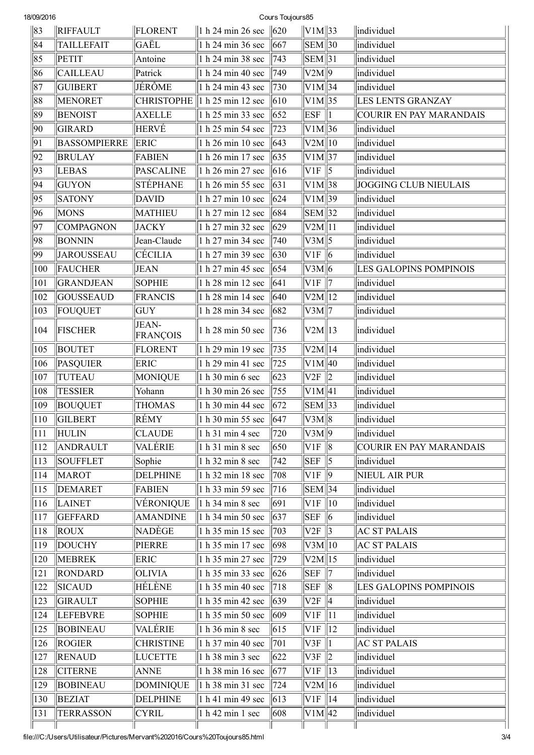| 83 | RIFFAULT | FLORENT | 1 h 24 min 26 sec | 620 | V1M | 33 | individuel |
|---|---|---|---|---|---|---|---|
| 84 | TAILLEFAIT | GAËL | 1 h 24 min 36 sec | 667 | SEM | 30 | individuel |
| 85 | PETIT | Antoine | 1 h 24 min 38 sec | 743 | SEM | 31 | individuel |
| 86 | CAILLEAU | Patrick | 1 h 24 min 40 sec | 749 | V2M | 9 | individuel |
| 87 | GUIBERT | JÉRÔME | 1 h 24 min 43 sec | 730 | V1M | 34 | individuel |
| 88 | MENORET | CHRISTOPHE | 1 h 25 min 12 sec | 610 | V1M | 35 | LES LENTS GRANZAY |
| 89 | BENOIST | AXELLE | 1 h 25 min 33 sec | 652 | ESF | 1 | COURIR EN PAY MARANDAIS |
| 90 | GIRARD | HERVÉ | 1 h 25 min 54 sec | 723 | V1M | 36 | individuel |
| 91 | BASSOMPIERRE | ERIC | 1 h 26 min 10 sec | 643 | V2M | 10 | individuel |
| 92 | BRULAY | FABIEN | 1 h 26 min 17 sec | 635 | V1M | 37 | individuel |
| 93 | LEBAS | PASCALINE | 1 h 26 min 27 sec | 616 | V1F | 5 | individuel |
| 94 | GUYON | STÉPHANE | 1 h 26 min 55 sec | 631 | V1M | 38 | JOGGING CLUB NIEULAIS |
| 95 | SATONY | DAVID | 1 h 27 min 10 sec | 624 | V1M | 39 | individuel |
| 96 | MONS | MATHIEU | 1 h 27 min 12 sec | 684 | SEM | 32 | individuel |
| 97 | COMPAGNON | JACKY | 1 h 27 min 32 sec | 629 | V2M | 11 | individuel |
| 98 | BONNIN | Jean-Claude | 1 h 27 min 34 sec | 740 | V3M | 5 | individuel |
| 99 | JAROUSSEAU | CÉCILIA | 1 h 27 min 39 sec | 630 | V1F | 6 | individuel |
| 100 | FAUCHER | JEAN | 1 h 27 min 45 sec | 654 | V3M | 6 | LES GALOPINS POMPINOIS |
| 101 | GRANDJEAN | SOPHIE | 1 h 28 min 12 sec | 641 | V1F | 7 | individuel |
| 102 | GOUSSEAUD | FRANCIS | 1 h 28 min 14 sec | 640 | V2M | 12 | individuel |
| 103 | FOUQUET | GUY | 1 h 28 min 34 sec | 682 | V3M | 7 | individuel |
| 104 | FISCHER | JEAN-FRANÇOIS | 1 h 28 min 50 sec | 736 | V2M | 13 | individuel |
| 105 | BOUTET | FLORENT | 1 h 29 min 19 sec | 735 | V2M | 14 | individuel |
| 106 | PASQUIER | ERIC | 1 h 29 min 41 sec | 725 | V1M | 40 | individuel |
| 107 | TUTEAU | MONIQUE | 1 h 30 min 6 sec | 623 | V2F | 2 | individuel |
| 108 | TESSIER | Yohann | 1 h 30 min 26 sec | 755 | V1M | 41 | individuel |
| 109 | BOUQUET | THOMAS | 1 h 30 min 44 sec | 672 | SEM | 33 | individuel |
| 110 | GILBERT | RÉMY | 1 h 30 min 55 sec | 647 | V3M | 8 | individuel |
| 111 | HULIN | CLAUDE | 1 h 31 min 4 sec | 720 | V3M | 9 | individuel |
| 112 | ANDRAULT | VALÉRIE | 1 h 31 min 8 sec | 650 | V1F | 8 | COURIR EN PAY MARANDAIS |
| 113 | SOUFFLET | Sophie | 1 h 32 min 8 sec | 742 | SEF | 5 | individuel |
| 114 | MAROT | DELPHINE | 1 h 32 min 18 sec | 708 | V1F | 9 | NIEUL AIR PUR |
| 115 | DEMARET | FABIEN | 1 h 33 min 59 sec | 716 | SEM | 34 | individuel |
| 116 | LAINET | VÉRONIQUE | 1 h 34 min 8 sec | 691 | V1F | 10 | individuel |
| 117 | GEFFARD | AMANDINE | 1 h 34 min 50 sec | 637 | SEF | 6 | individuel |
| 118 | ROUX | NADÈGE | 1 h 35 min 15 sec | 703 | V2F | 3 | AC ST PALAIS |
| 119 | DOUCHY | PIERRE | 1 h 35 min 17 sec | 698 | V3M | 10 | AC ST PALAIS |
| 120 | MEBREK | ERIC | 1 h 35 min 27 sec | 729 | V2M | 15 | individuel |
| 121 | RONDARD | OLIVIA | 1 h 35 min 33 sec | 626 | SEF | 7 | individuel |
| 122 | SICAUD | HÉLÈNE | 1 h 35 min 40 sec | 718 | SEF | 8 | LES GALOPINS POMPINOIS |
| 123 | GIRAULT | SOPHIE | 1 h 35 min 42 sec | 639 | V2F | 4 | individuel |
| 124 | LEFEBVRE | SOPHIE | 1 h 35 min 50 sec | 609 | V1F | 11 | individuel |
| 125 | BOBINEAU | VALÉRIE | 1 h 36 min 8 sec | 615 | V1F | 12 | individuel |
| 126 | ROGIER | CHRISTINE | 1 h 37 min 40 sec | 701 | V3F | 1 | AC ST PALAIS |
| 127 | RENAUD | LUCETTE | 1 h 38 min 3 sec | 622 | V3F | 2 | individuel |
| 128 | CITERNE | ANNE | 1 h 38 min 16 sec | 677 | V1F | 13 | individuel |
| 129 | BOBINEAU | DOMINIQUE | 1 h 38 min 31 sec | 724 | V2M | 16 | individuel |
| 130 | BEZIAT | DELPHINE | 1 h 41 min 49 sec | 613 | V1F | 14 | individuel |
| 131 | TERRASSON | CYRIL | 1 h 42 min 1 sec | 608 | V1M | 42 | individuel |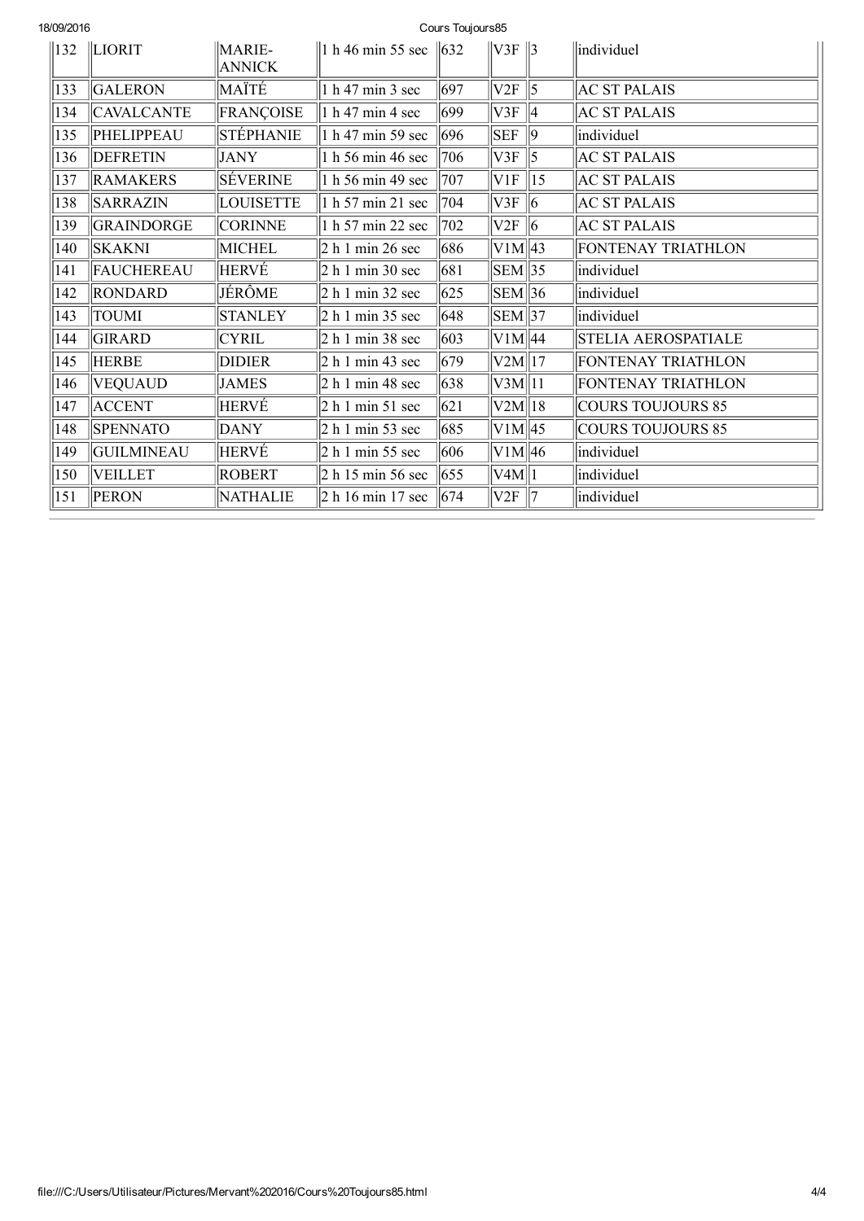| | | | | | | | |
|---|---|---|---|---|---|---|---|
| 132 | LIORIT | MARIE-ANNICK | 1 h 46 min 55 sec | 632 | V3F | 3 | individuel |
| 133 | GALERON | MAÏTÉ | 1 h 47 min 3 sec | 697 | V2F | 5 | AC ST PALAIS |
| 134 | CAVALCANTE | FRANÇOISE | 1 h 47 min 4 sec | 699 | V3F | 4 | AC ST PALAIS |
| 135 | PHELIPPEAU | STÉPHANIE | 1 h 47 min 59 sec | 696 | SEF | 9 | individuel |
| 136 | DEFRETIN | JANY | 1 h 56 min 46 sec | 706 | V3F | 5 | AC ST PALAIS |
| 137 | RAMAKERS | SÉVERINE | 1 h 56 min 49 sec | 707 | V1F | 15 | AC ST PALAIS |
| 138 | SARRAZIN | LOUISETTE | 1 h 57 min 21 sec | 704 | V3F | 6 | AC ST PALAIS |
| 139 | GRAINDORGE | CORINNE | 1 h 57 min 22 sec | 702 | V2F | 6 | AC ST PALAIS |
| 140 | SKAKNI | MICHEL | 2 h 1 min 26 sec | 686 | V1M | 43 | FONTENAY TRIATHLON |
| 141 | FAUCHEREAU | HERVÉ | 2 h 1 min 30 sec | 681 | SEM | 35 | individuel |
| 142 | RONDARD | JÉRÔME | 2 h 1 min 32 sec | 625 | SEM | 36 | individuel |
| 143 | TOUMI | STANLEY | 2 h 1 min 35 sec | 648 | SEM | 37 | individuel |
| 144 | GIRARD | CYRIL | 2 h 1 min 38 sec | 603 | V1M | 44 | STELIA AEROSPATIALE |
| 145 | HERBE | DIDIER | 2 h 1 min 43 sec | 679 | V2M | 17 | FONTENAY TRIATHLON |
| 146 | VEQUAUD | JAMES | 2 h 1 min 48 sec | 638 | V3M | 11 | FONTENAY TRIATHLON |
| 147 | ACCENT | HERVÉ | 2 h 1 min 51 sec | 621 | V2M | 18 | COURS TOUJOURS 85 |
| 148 | SPENNATO | DANY | 2 h 1 min 53 sec | 685 | V1M | 45 | COURS TOUJOURS 85 |
| 149 | GUILMINEAU | HERVÉ | 2 h 1 min 55 sec | 606 | V1M | 46 | individuel |
| 150 | VEILLET | ROBERT | 2 h 15 min 56 sec | 655 | V4M | 1 | individuel |
| 151 | PERON | NATHALIE | 2 h 16 min 17 sec | 674 | V2F | 7 | individuel |